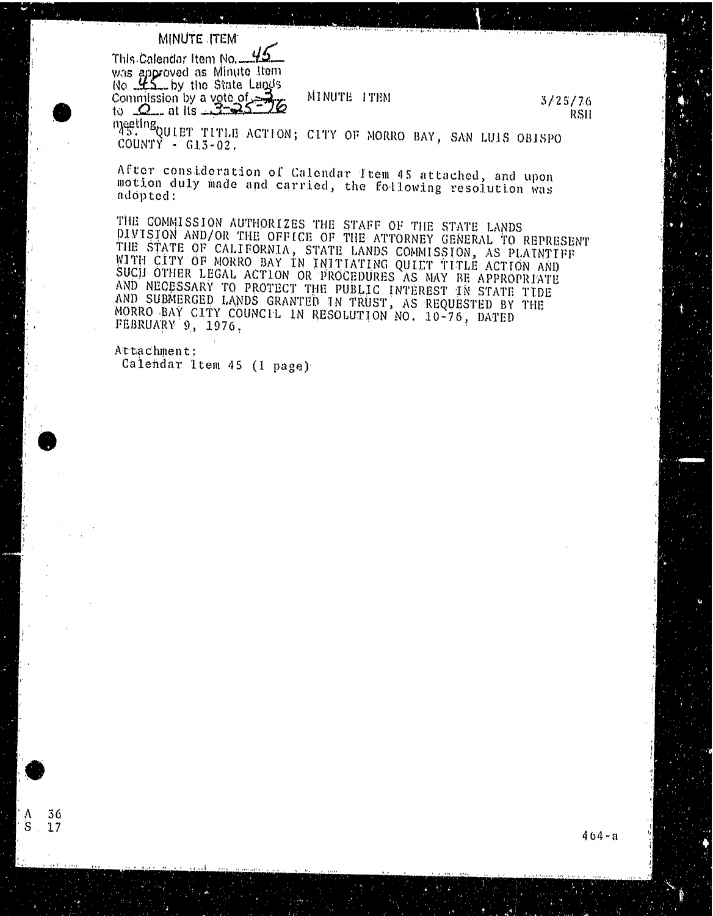MINUTE ITEM

This Calendar Item No. 45 was approved as Minute Item No. 45 by the State Lands Commission by a vote of 3 to 0 at its 3-25-76 meeting.

MINUTE ITEM

3/25/76
RSH

45. QUIET TITLE ACTION; CITY OF MORRO BAY, SAN LUIS OBISPO COUNTY - G13-02.

After consideration of Calendar Item 45 attached, and upon motion duly made and carried, the following resolution was adopted:

THE COMMISSION AUTHORIZES THE STAFF OF THE STATE LANDS DIVISION AND/OR THE OFFICE OF THE ATTORNEY GENERAL TO REPRESENT THE STATE OF CALIFORNIA, STATE LANDS COMMISSION, AS PLAINTIFF WITH CITY OF MORRO BAY IN INITIATING QUIET TITLE ACTION AND SUCH OTHER LEGAL ACTION OR PROCEDURES AS MAY BE APPROPRIATE AND NECESSARY TO PROTECT THE PUBLIC INTEREST IN STATE TIDE AND SUBMERGED LANDS GRANTED IN TRUST, AS REQUESTED BY THE MORRO BAY CITY COUNCIL IN RESOLUTION NO. 10-76, DATED FEBRUARY 9, 1976.

Attachment:
Calendar Item 45 (1 page)

A 36
S 17

464-a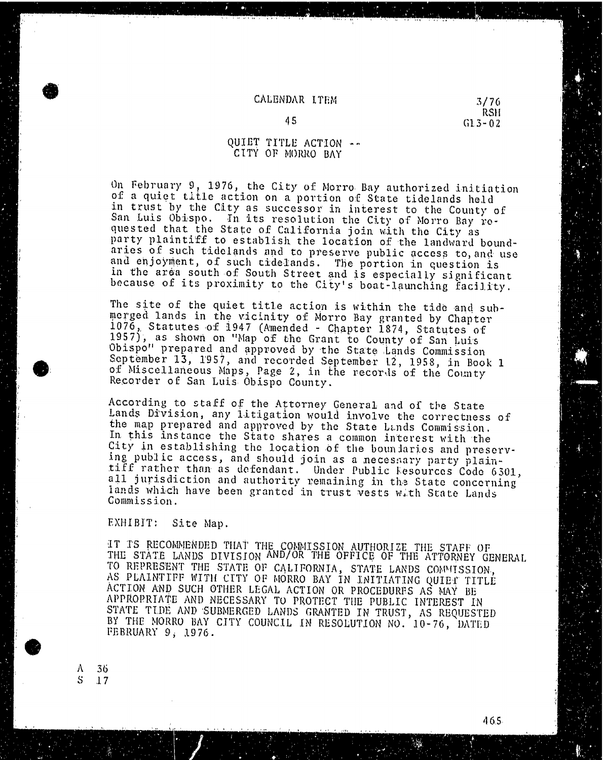CALENDAR ITEM

45

3/76
RSH
G13-02

QUIET TITLE ACTION --
CITY OF MORRO BAY

On February 9, 1976, the City of Morro Bay authorized initiation of a quiet title action on a portion of State tidelands held in trust by the City as successor in interest to the County of San Luis Obispo. In its resolution the City of Morro Bay requested that the State of California join with the City as party plaintiff to establish the location of the landward boundaries of such tidelands and to preserve public access to, and use and enjoyment, of such tidelands. The portion in question is in the area south of South Street and is especially significant because of its proximity to the City's boat-launching facility.

The site of the quiet title action is within the tide and submerged lands in the vicinity of Morro Bay granted by Chapter 1076, Statutes of 1947 (Amended - Chapter 1874, Statutes of 1957), as shown on "Map of the Grant to County of San Luis Obispo" prepared and approved by the State Lands Commission September 13, 1957, and recorded September 12, 1958, in Book 1 of Miscellaneous Maps, Page 2, in the records of the County Recorder of San Luis Obispo County.

According to staff of the Attorney General and of the State Lands Division, any litigation would involve the correctness of the map prepared and approved by the State Lands Commission. In this instance the State shares a common interest with the City in establishing the location of the boundaries and preserving public access, and should join as a necessary party plaintiff rather than as defendant. Under Public Resources Code 6301, all jurisdiction and authority remaining in the State concerning lands which have been granted in trust vests with State Lands Commission.

EXHIBIT: Site Map.

IT IS RECOMMENDED THAT THE COMMISSION AUTHORIZE THE STAFF OF THE STATE LANDS DIVISION AND/OR THE OFFICE OF THE ATTORNEY GENERAL TO REPRESENT THE STATE OF CALIFORNIA, STATE LANDS COMMISSION, AS PLAINTIFF WITH CITY OF MORRO BAY IN INITIATING QUIET TITLE ACTION AND SUCH OTHER LEGAL ACTION OR PROCEDURES AS MAY BE APPROPRIATE AND NECESSARY TO PROTECT THE PUBLIC INTEREST IN STATE TIDE AND SUBMERGED LANDS GRANTED IN TRUST, AS REQUESTED BY THE MORRO BAY CITY COUNCIL IN RESOLUTION NO. 10-76, DATED FEBRUARY 9, 1976.

A 36
S 17